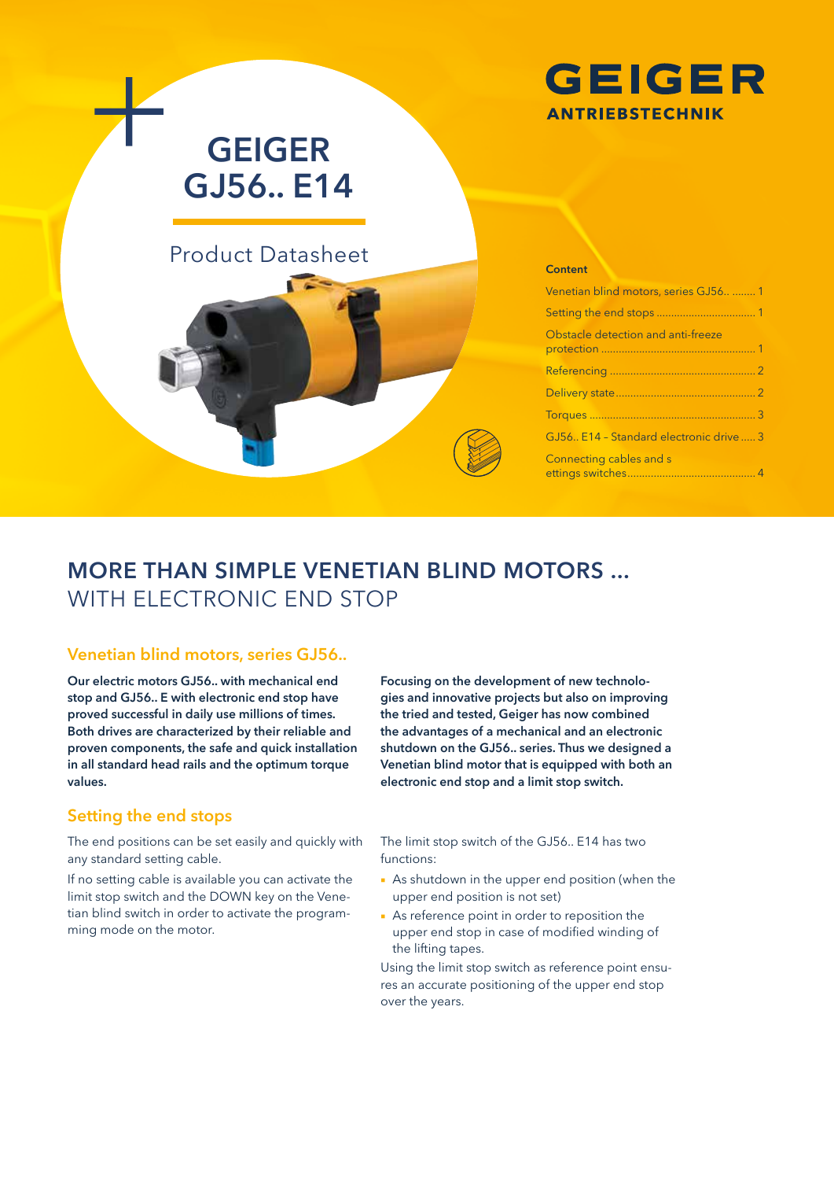# GEIGER GJ56.. E14

Product Datasheet

GEIGER ANTRIEBSTECHNIK

**Content**

- Venetian blind motors, series GJ56.. ........ 1
- Setting the end stops ................................ 1
- Obstacle detection and anti-freeze protection ................................................... 1
- Referencing ................................................ 2
- Delivery state............................................... 2
- Torques ....................................................... 3
- GJ56.. E14 – Standard electronic drive ..... 3
- Connecting cables and s ettings switches.......................................... 4

## MORE THAN SIMPLE VENETIAN BLIND MOTORS ... WITH ELECTRONIC END STOP

### Venetian blind motors, series GJ56..

**Our electric motors GJ56.. with mechanical end stop and GJ56.. E with electronic end stop have proved successful in daily use millions of times. Both drives are characterized by their reliable and proven components, the safe and quick installation in all standard head rails and the optimum torque values.**

**Focusing on the development of new technologies and innovative projects but also on improving the tried and tested, Geiger has now combined the advantages of a mechanical and an electronic shutdown on the GJ56.. series. Thus we designed a Venetian blind motor that is equipped with both an electronic end stop and a limit stop switch.**

### Setting the end stops

The end positions can be set easily and quickly with any standard setting cable.

If no setting cable is available you can activate the limit stop switch and the DOWN key on the Venetian blind switch in order to activate the programming mode on the motor.

The limit stop switch of the GJ56.. E14 has two functions:

- As shutdown in the upper end position (when the upper end position is not set)
- As reference point in order to reposition the upper end stop in case of modified winding of the lifting tapes.

Using the limit stop switch as reference point ensures an accurate positioning of the upper end stop over the years.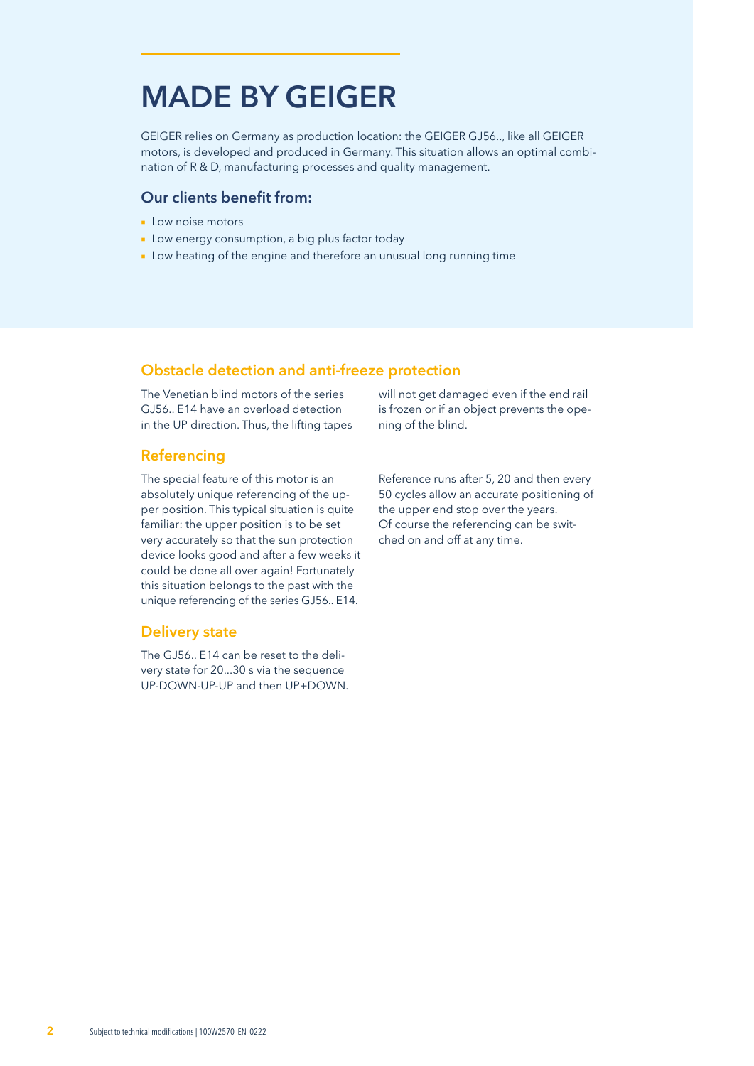# MADE BY GEIGER

GEIGER relies on Germany as production location: the GEIGER GJ56.., like all GEIGER motors, is developed and produced in Germany. This situation allows an optimal combination of R & D, manufacturing processes and quality management.

### Our clients benefit from:

- Low noise motors
- Low energy consumption, a big plus factor today
- Low heating of the engine and therefore an unusual long running time

## Obstacle detection and anti-freeze protection

The Venetian blind motors of the series GJ56.. E14 have an overload detection in the UP direction. Thus, the lifting tapes will not get damaged even if the end rail is frozen or if an object prevents the opening of the blind.

## Referencing

The special feature of this motor is an absolutely unique referencing of the upper position. This typical situation is quite familiar: the upper position is to be set very accurately so that the sun protection device looks good and after a few weeks it could be done all over again! Fortunately this situation belongs to the past with the unique referencing of the series GJ56.. E14.

Reference runs after 5, 20 and then every 50 cycles allow an accurate positioning of the upper end stop over the years.
Of course the referencing can be switched on and off at any time.

## Delivery state

The GJ56.. E14 can be reset to the delivery state for 20...30 s via the sequence UP-DOWN-UP-UP and then UP+DOWN.

Subject to technical modifications | 100W2570 EN 0222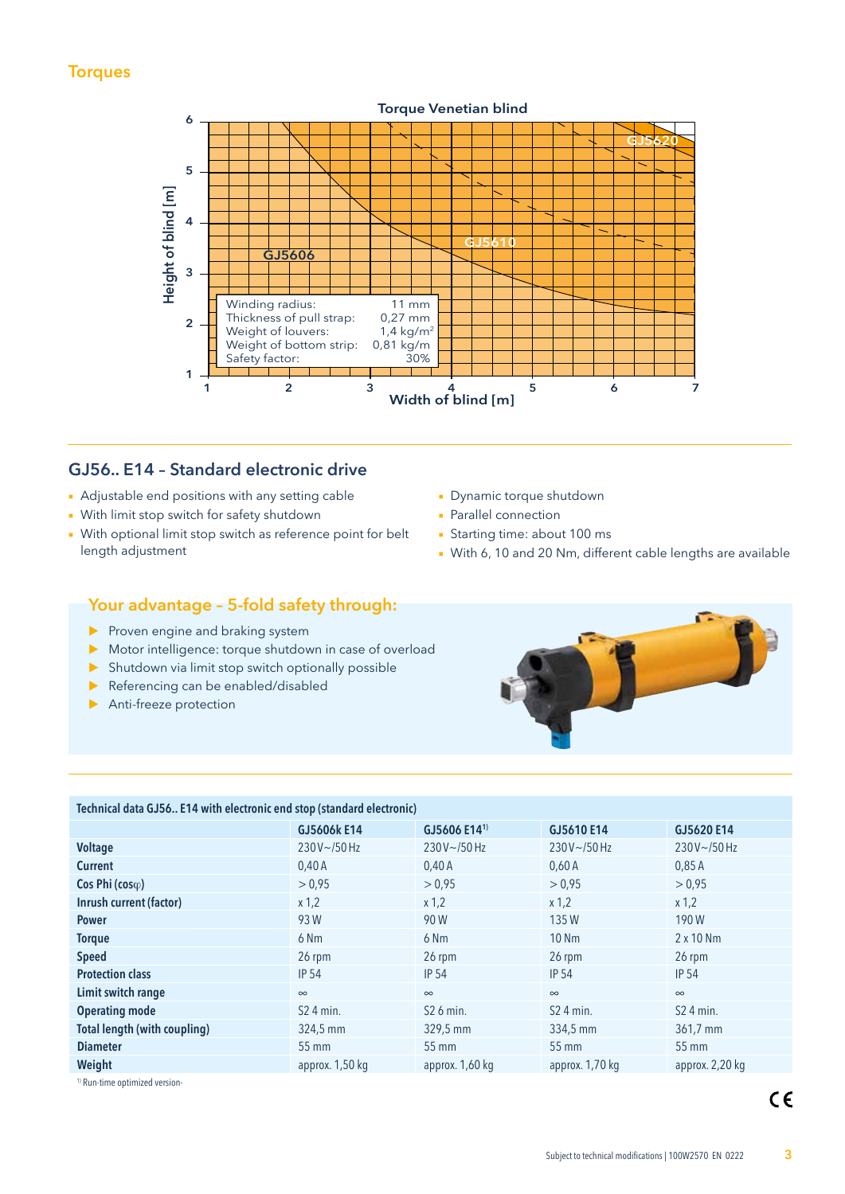## Torques

**Torque Venetian blind**

Height of blind [m] / Width of blind [m]

GJ5606 · GJ5610 · GJ5620

| | |
|---|---|
| Winding radius: | 11 mm |
| Thickness of pull strap: | 0,27 mm |
| Weight of louvers: | 1,4 kg/m² |
| Weight of bottom strip: | 0,81 kg/m |
| Safety factor: | 30% |

## GJ56.. E14 – Standard electronic drive

- Adjustable end positions with any setting cable
- With limit stop switch for safety shutdown
- With optional limit stop switch as reference point for belt length adjustment
- Dynamic torque shutdown
- Parallel connection
- Starting time: about 100 ms
- With 6, 10 and 20 Nm, different cable lengths are available

### Your advantage – 5-fold safety through:

- Proven engine and braking system
- Motor intelligence: torque shutdown in case of overload
- Shutdown via limit stop switch optionally possible
- Referencing can be enabled/disabled
- Anti-freeze protection

**Technical data GJ56.. E14 with electronic end stop (standard electronic)**

| | GJ5606k E14 | GJ5606 E14[1] | GJ5610 E14 | GJ5620 E14 |
|---|---|---|---|---|
| **Voltage** | 230 V~/50 Hz | 230 V~/50 Hz | 230 V~/50 Hz | 230 V~/50 Hz |
| **Current** | 0,40 A | 0,40 A | 0,60 A | 0,85 A |
| **Cos Phi (cosφ)** | > 0,95 | > 0,95 | > 0,95 | > 0,95 |
| **Inrush current (factor)** | x 1,2 | x 1,2 | x 1,2 | x 1,2 |
| **Power** | 93 W | 90 W | 135 W | 190 W |
| **Torque** | 6 Nm | 6 Nm | 10 Nm | 2 x 10 Nm |
| **Speed** | 26 rpm | 26 rpm | 26 rpm | 26 rpm |
| **Protection class** | IP 54 | IP 54 | IP 54 | IP 54 |
| **Limit switch range** | ∞ | ∞ | ∞ | ∞ |
| **Operating mode** | S2 4 min. | S2 6 min. | S2 4 min. | S2 4 min. |
| **Total length (with coupling)** | 324,5 mm | 329,5 mm | 334,5 mm | 361,7 mm |
| **Diameter** | 55 mm | 55 mm | 55 mm | 55 mm |
| **Weight** | approx. 1,50 kg | approx. 1,60 kg | approx. 1,70 kg | approx. 2,20 kg |

[1] Run-time optimized version-

Subject to technical modifications | 100W2570 EN 0222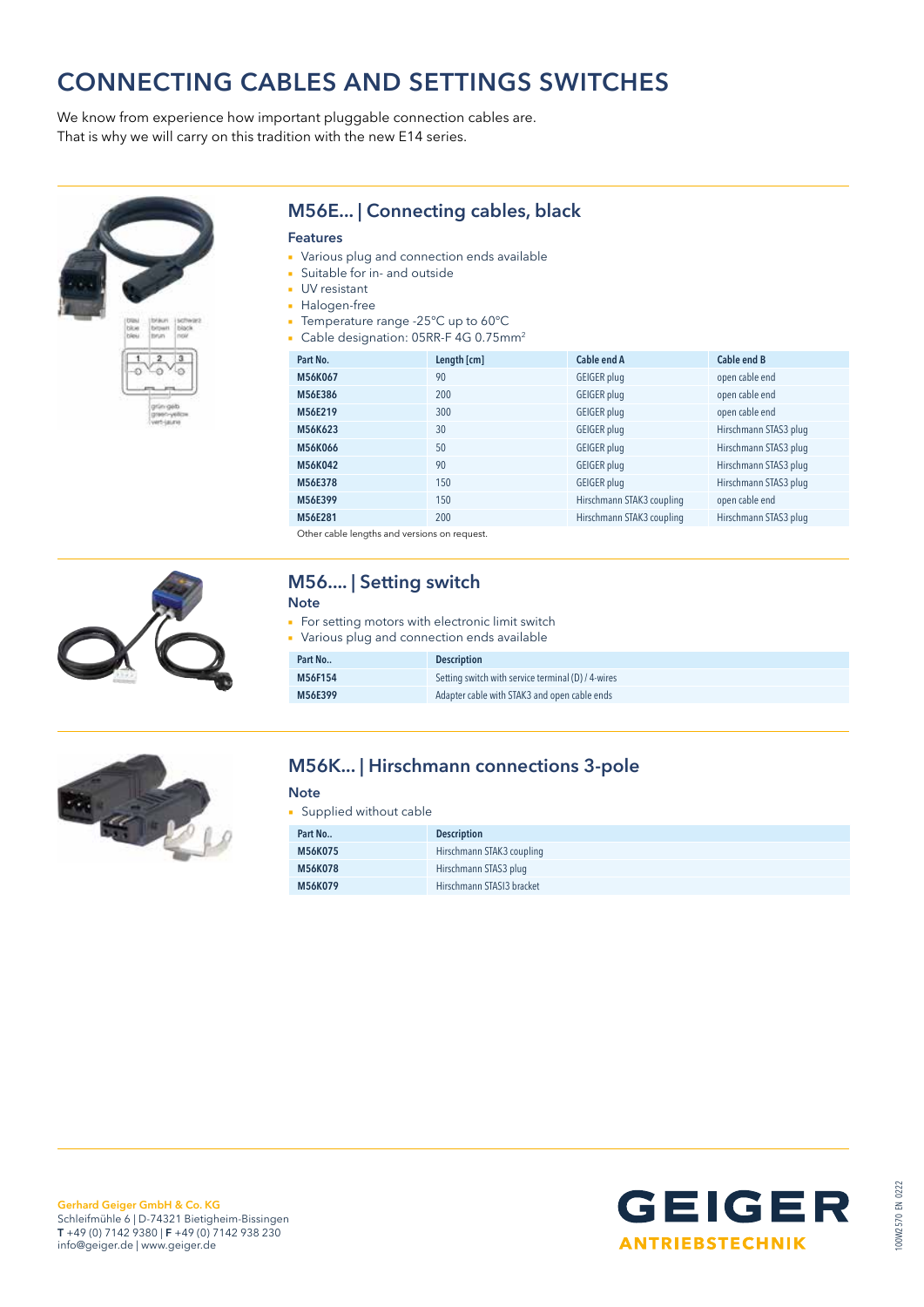# CONNECTING CABLES AND SETTINGS SWITCHES

We know from experience how important pluggable connection cables are.
That is why we will carry on this tradition with the new E14 series.

## M56E... | Connecting cables, black

### Features

- Various plug and connection ends available
- Suitable for in- and outside
- UV resistant
- Halogen-free
- Temperature range -25°C up to 60°C
- Cable designation: 05RR-F 4G 0.75mm²

| Part No. | Length [cm] | Cable end A | Cable end B |
|---|---|---|---|
| M56K067 | 90 | GEIGER plug | open cable end |
| M56E386 | 200 | GEIGER plug | open cable end |
| M56E219 | 300 | GEIGER plug | open cable end |
| M56K623 | 30 | GEIGER plug | Hirschmann STAS3 plug |
| M56K066 | 50 | GEIGER plug | Hirschmann STAS3 plug |
| M56K042 | 90 | GEIGER plug | Hirschmann STAS3 plug |
| M56E378 | 150 | GEIGER plug | Hirschmann STAS3 plug |
| M56E399 | 150 | Hirschmann STAK3 coupling | open cable end |
| M56E281 | 200 | Hirschmann STAK3 coupling | Hirschmann STAS3 plug |

Other cable lengths and versions on request.

## M56.... | Setting switch

### Note

- For setting motors with electronic limit switch
- Various plug and connection ends available

| Part No.. | Description |
|---|---|
| M56F154 | Setting switch with service terminal (D) / 4-wires |
| M56E399 | Adapter cable with STAK3 and open cable ends |

## M56K... | Hirschmann connections 3-pole

### Note

- Supplied without cable

| Part No.. | Description |
|---|---|
| M56K075 | Hirschmann STAK3 coupling |
| M56K078 | Hirschmann STAS3 plug |
| M56K079 | Hirschmann STASI3 bracket |

**Gerhard Geiger GmbH & Co. KG**
Schleifmühle 6 | D-74321 Bietigheim-Bissingen
**T** +49 (0) 7142 9380 | **F** +49 (0) 7142 938 230
info@geiger.de | www.geiger.de

GEIGER ANTRIEBSTECHNIK

100W2570 EN 0222